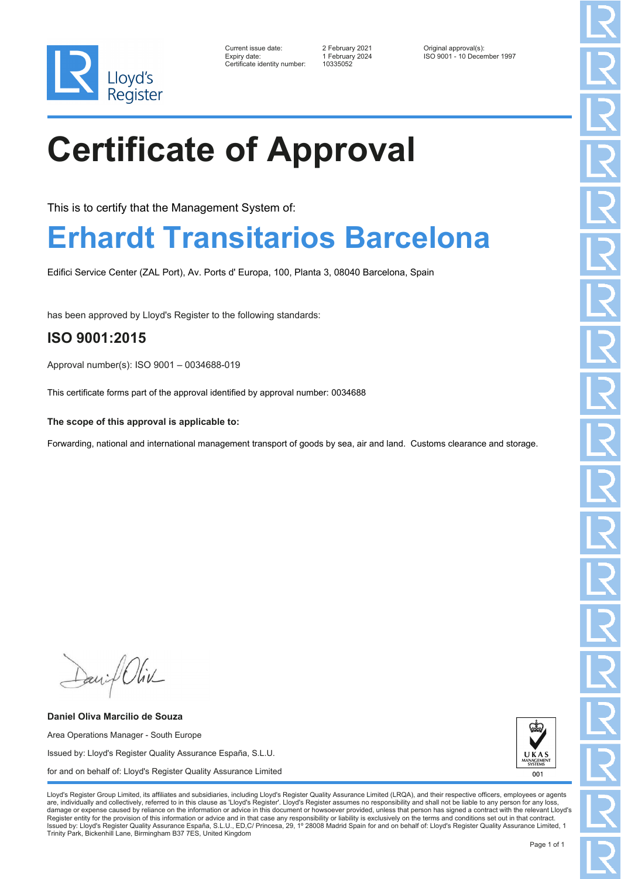Lloyd's Register

| | | |
|---|---|---|
| Current issue date: | 2 February 2021 | Original approval(s): |
| Expiry date: | 1 February 2024 | ISO 9001 - 10 December 1997 |
| Certificate identity number: | 10335052 | |

# Certificate of Approval

This is to certify that the Management System of:

## Erhardt Transitarios Barcelona

Edifici Service Center (ZAL Port), Av. Ports d' Europa, 100, Planta 3, 08040 Barcelona, Spain

has been approved by Lloyd's Register to the following standards:

## ISO 9001:2015

Approval number(s): ISO 9001 – 0034688-019

This certificate forms part of the approval identified by approval number: 0034688

**The scope of this approval is applicable to:**

Forwarding, national and international management transport of goods by sea, air and land. Customs clearance and storage.

**Daniel Oliva Marcilio de Souza**

Area Operations Manager - South Europe

Issued by: Lloyd's Register Quality Assurance España, S.L.U.

for and on behalf of: Lloyd's Register Quality Assurance Limited

UKAS MANAGEMENT SYSTEMS 001

Lloyd's Register Group Limited, its affiliates and subsidiaries, including Lloyd's Register Quality Assurance Limited (LRQA), and their respective officers, employees or agents are, individually and collectively, referred to in this clause as 'Lloyd's Register'. Lloyd's Register assumes no responsibility and shall not be liable to any person for any loss, damage or expense caused by reliance on the information or advice in this document or howsoever provided, unless that person has signed a contract with the relevant Lloyd's Register entity for the provision of this information or advice and in that case any responsibility or liability is exclusively on the terms and conditions set out in that contract.
Issued by: Lloyd's Register Quality Assurance España, S.L.U., ED,C/ Princesa, 29, 1º 28008 Madrid Spain for and on behalf of: Lloyd's Register Quality Assurance Limited, 1 Trinity Park, Bickenhill Lane, Birmingham B37 7ES, United Kingdom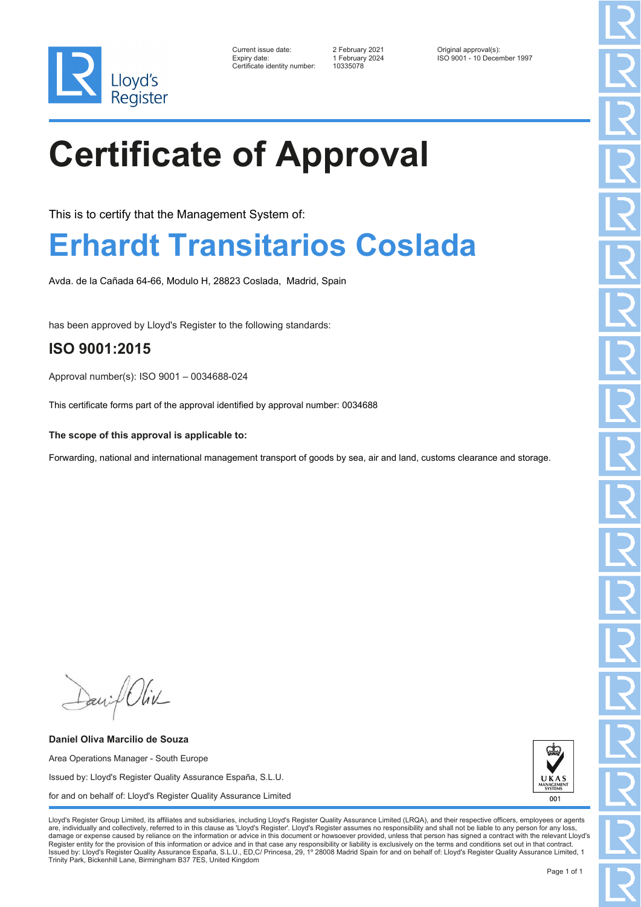Lloyd's Register

| | | |
|---|---|---|
| Current issue date: | 2 February 2021 | Original approval(s): |
| Expiry date: | 1 February 2024 | ISO 9001 - 10 December 1997 |
| Certificate identity number: | 10335078 | |

# Certificate of Approval

This is to certify that the Management System of:

## Erhardt Transitarios Coslada

Avda. de la Cañada 64-66, Modulo H, 28823 Coslada, Madrid, Spain

has been approved by Lloyd's Register to the following standards:

### ISO 9001:2015

Approval number(s): ISO 9001 – 0034688-024

This certificate forms part of the approval identified by approval number: 0034688

**The scope of this approval is applicable to:**

Forwarding, national and international management transport of goods by sea, air and land, customs clearance and storage.

**Daniel Oliva Marcilio de Souza**

Area Operations Manager - South Europe

Issued by: Lloyd's Register Quality Assurance España, S.L.U.

for and on behalf of: Lloyd's Register Quality Assurance Limited

UKAS MANAGEMENT SYSTEMS 001

Lloyd's Register Group Limited, its affiliates and subsidiaries, including Lloyd's Register Quality Assurance Limited (LRQA), and their respective officers, employees or agents are, individually and collectively, referred to in this clause as 'Lloyd's Register'. Lloyd's Register assumes no responsibility and shall not be liable to any person for any loss, damage or expense caused by reliance on the information or advice in this document or howsoever provided, unless that person has signed a contract with the relevant Lloyd's Register entity for the provision of this information or advice and in that case any responsibility or liability is exclusively on the terms and conditions set out in that contract.
Issued by: Lloyd's Register Quality Assurance España, S.L.U., ED,C/ Princesa, 29, 1º 28008 Madrid Spain for and on behalf of: Lloyd's Register Quality Assurance Limited, 1 Trinity Park, Bickenhill Lane, Birmingham B37 7ES, United Kingdom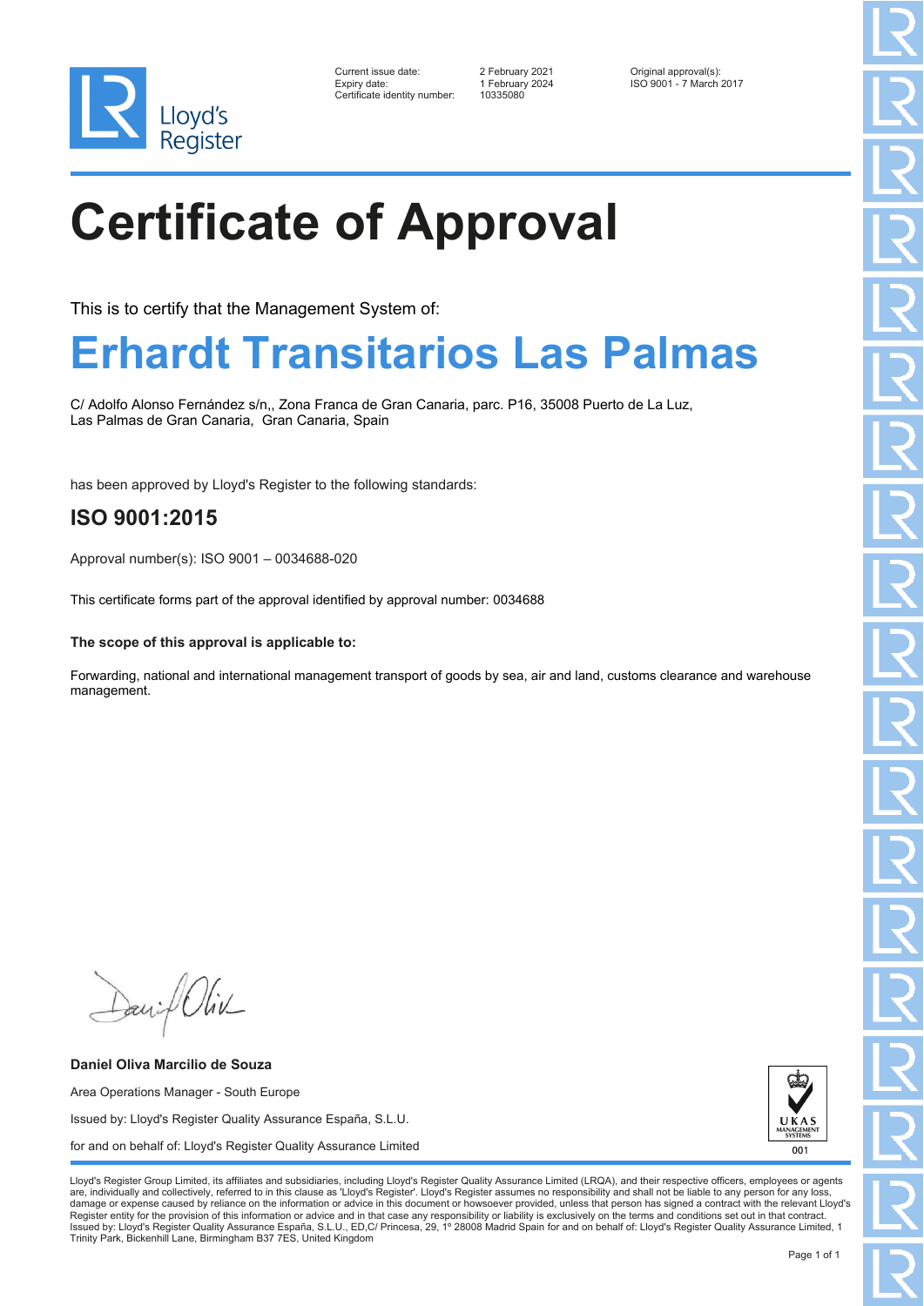Lloyd's Register

| | | |
|---|---|---|
| Current issue date: | 2 February 2021 | Original approval(s): |
| Expiry date: | 1 February 2024 | ISO 9001 - 7 March 2017 |
| Certificate identity number: | 10335080 | |

# Certificate of Approval

This is to certify that the Management System of:

## Erhardt Transitarios Las Palmas

C/ Adolfo Alonso Fernández s/n,, Zona Franca de Gran Canaria, parc. P16, 35008 Puerto de La Luz,
Las Palmas de Gran Canaria, Gran Canaria, Spain

has been approved by Lloyd's Register to the following standards:

### ISO 9001:2015

Approval number(s): ISO 9001 – 0034688-020

This certificate forms part of the approval identified by approval number: 0034688

**The scope of this approval is applicable to:**

Forwarding, national and international management transport of goods by sea, air and land, customs clearance and warehouse management.

**Daniel Oliva Marcilio de Souza**

Area Operations Manager - South Europe

Issued by: Lloyd's Register Quality Assurance España, S.L.U.

for and on behalf of: Lloyd's Register Quality Assurance Limited

UKAS MANAGEMENT SYSTEMS 001

Lloyd's Register Group Limited, its affiliates and subsidiaries, including Lloyd's Register Quality Assurance Limited (LRQA), and their respective officers, employees or agents are, individually and collectively, referred to in this clause as 'Lloyd's Register'. Lloyd's Register assumes no responsibility and shall not be liable to any person for any loss, damage or expense caused by reliance on the information or advice in this document or howsoever provided, unless that person has signed a contract with the relevant Lloyd's Register entity for the provision of this information or advice and in that case any responsibility or liability is exclusively on the terms and conditions set out in that contract.
Issued by: Lloyd's Register Quality Assurance España, S.L.U., ED,C/ Princesa, 29, 1º 28008 Madrid Spain for and on behalf of: Lloyd's Register Quality Assurance Limited, 1 Trinity Park, Bickenhill Lane, Birmingham B37 7ES, United Kingdom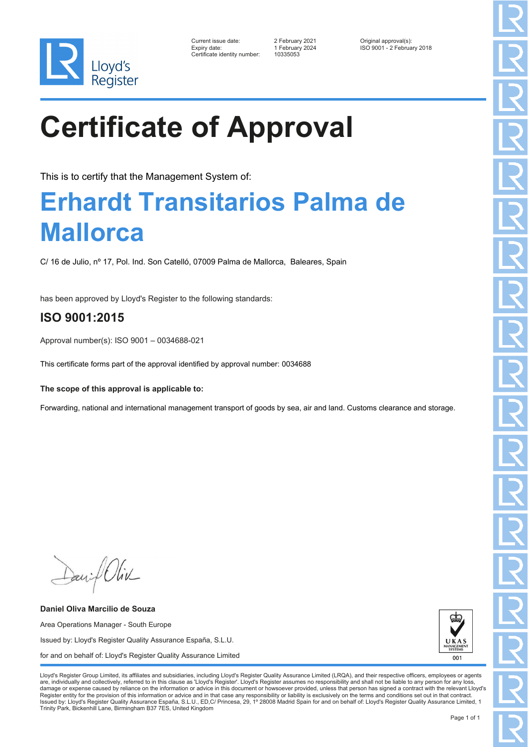Lloyd's Register

Current issue date: 2 February 2021
Expiry date: 1 February 2024
Certificate identity number: 10335053

Original approval(s):
ISO 9001 - 2 February 2018

# Certificate of Approval

This is to certify that the Management System of:

## Erhardt Transitarios Palma de Mallorca

C/ 16 de Julio, nº 17, Pol. Ind. Son Catelló, 07009 Palma de Mallorca, Baleares, Spain

has been approved by Lloyd's Register to the following standards:

### ISO 9001:2015

Approval number(s): ISO 9001 – 0034688-021

This certificate forms part of the approval identified by approval number: 0034688

**The scope of this approval is applicable to:**

Forwarding, national and international management transport of goods by sea, air and land. Customs clearance and storage.

**Daniel Oliva Marcilio de Souza**

Area Operations Manager - South Europe

Issued by: Lloyd's Register Quality Assurance España, S.L.U.

for and on behalf of: Lloyd's Register Quality Assurance Limited

UKAS MANAGEMENT SYSTEMS 001

Lloyd's Register Group Limited, its affiliates and subsidiaries, including Lloyd's Register Quality Assurance Limited (LRQA), and their respective officers, employees or agents are, individually and collectively, referred to in this clause as 'Lloyd's Register'. Lloyd's Register assumes no responsibility and shall not be liable to any person for any loss, damage or expense caused by reliance on the information or advice in this document or howsoever provided, unless that person has signed a contract with the relevant Lloyd's Register entity for the provision of this information or advice and in that case any responsibility or liability is exclusively on the terms and conditions set out in that contract.
Issued by: Lloyd's Register Quality Assurance España, S.L.U., ED,C/ Princesa, 29, 1º 28008 Madrid Spain for and on behalf of: Lloyd's Register Quality Assurance Limited, 1 Trinity Park, Bickenhill Lane, Birmingham B37 7ES, United Kingdom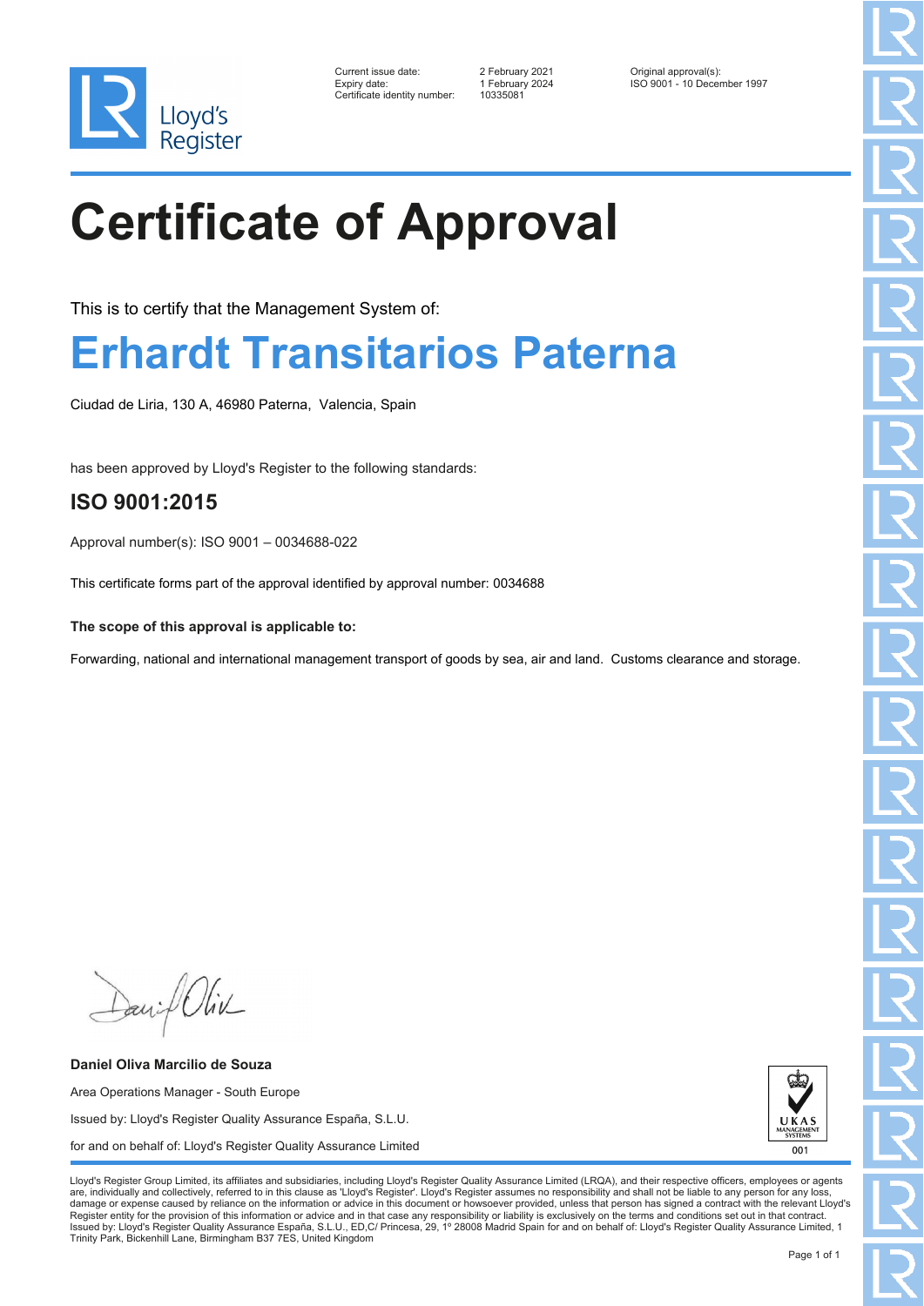Lloyd's Register

Current issue date: 2 February 2021
Expiry date: 1 February 2024
Certificate identity number: 10335081

Original approval(s):
ISO 9001 - 10 December 1997

# Certificate of Approval

This is to certify that the Management System of:

## Erhardt Transitarios Paterna

Ciudad de Liria, 130 A, 46980 Paterna, Valencia, Spain

has been approved by Lloyd's Register to the following standards:

### ISO 9001:2015

Approval number(s): ISO 9001 – 0034688-022

This certificate forms part of the approval identified by approval number: 0034688

**The scope of this approval is applicable to:**

Forwarding, national and international management transport of goods by sea, air and land. Customs clearance and storage.

**Daniel Oliva Marcilio de Souza**

Area Operations Manager - South Europe

Issued by: Lloyd's Register Quality Assurance España, S.L.U.

for and on behalf of: Lloyd's Register Quality Assurance Limited

UKAS MANAGEMENT SYSTEMS 001

Lloyd's Register Group Limited, its affiliates and subsidiaries, including Lloyd's Register Quality Assurance Limited (LRQA), and their respective officers, employees or agents are, individually and collectively, referred to in this clause as 'Lloyd's Register'. Lloyd's Register assumes no responsibility and shall not be liable to any person for any loss, damage or expense caused by reliance on the information or advice in this document or howsoever provided, unless that person has signed a contract with the relevant Lloyd's Register entity for the provision of this information or advice and in that case any responsibility or liability is exclusively on the terms and conditions set out in that contract. Issued by: Lloyd's Register Quality Assurance España, S.L.U., ED,C/ Princesa, 29, 1º 28008 Madrid Spain for and on behalf of: Lloyd's Register Quality Assurance Limited, 1 Trinity Park, Bickenhill Lane, Birmingham B37 7ES, United Kingdom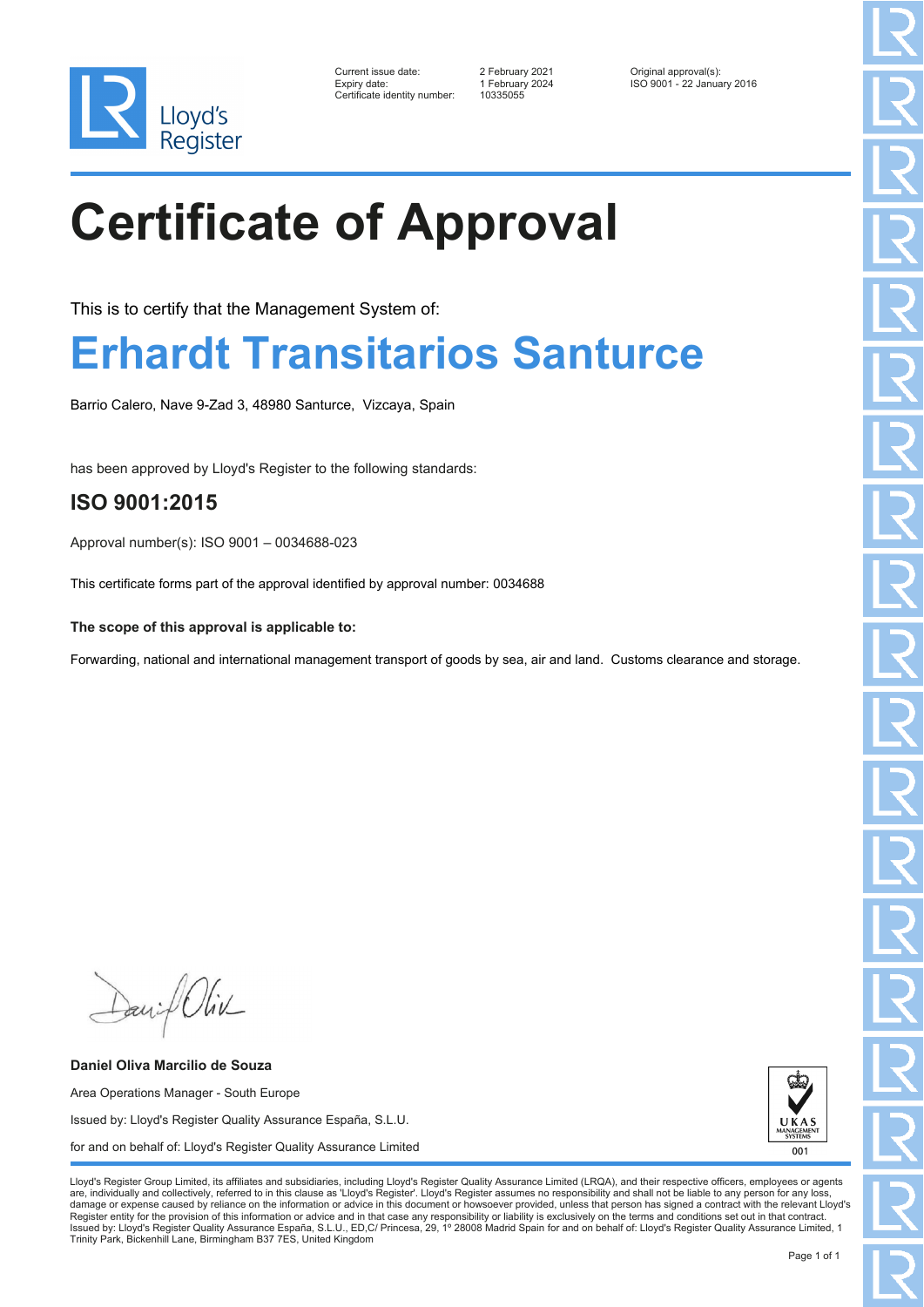Lloyd's Register

Current issue date: 2 February 2021
Expiry date: 1 February 2024
Certificate identity number: 10335055

Original approval(s):
ISO 9001 - 22 January 2016

# Certificate of Approval

This is to certify that the Management System of:

## Erhardt Transitarios Santurce

Barrio Calero, Nave 9-Zad 3, 48980 Santurce, Vizcaya, Spain

has been approved by Lloyd's Register to the following standards:

### ISO 9001:2015

Approval number(s): ISO 9001 – 0034688-023

This certificate forms part of the approval identified by approval number: 0034688

**The scope of this approval is applicable to:**

Forwarding, national and international management transport of goods by sea, air and land. Customs clearance and storage.

**Daniel Oliva Marcilio de Souza**

Area Operations Manager - South Europe

Issued by: Lloyd's Register Quality Assurance España, S.L.U.

for and on behalf of: Lloyd's Register Quality Assurance Limited

UKAS MANAGEMENT SYSTEMS 001

Lloyd's Register Group Limited, its affiliates and subsidiaries, including Lloyd's Register Quality Assurance Limited (LRQA), and their respective officers, employees or agents are, individually and collectively, referred to in this clause as 'Lloyd's Register'. Lloyd's Register assumes no responsibility and shall not be liable to any person for any loss, damage or expense caused by reliance on the information or advice in this document or howsoever provided, unless that person has signed a contract with the relevant Lloyd's Register entity for the provision of this information or advice and in that case any responsibility or liability is exclusively on the terms and conditions set out in that contract.
Issued by: Lloyd's Register Quality Assurance España, S.L.U., ED,C/ Princesa, 29, 1º 28008 Madrid Spain for and on behalf of: Lloyd's Register Quality Assurance Limited, 1 Trinity Park, Bickenhill Lane, Birmingham B37 7ES, United Kingdom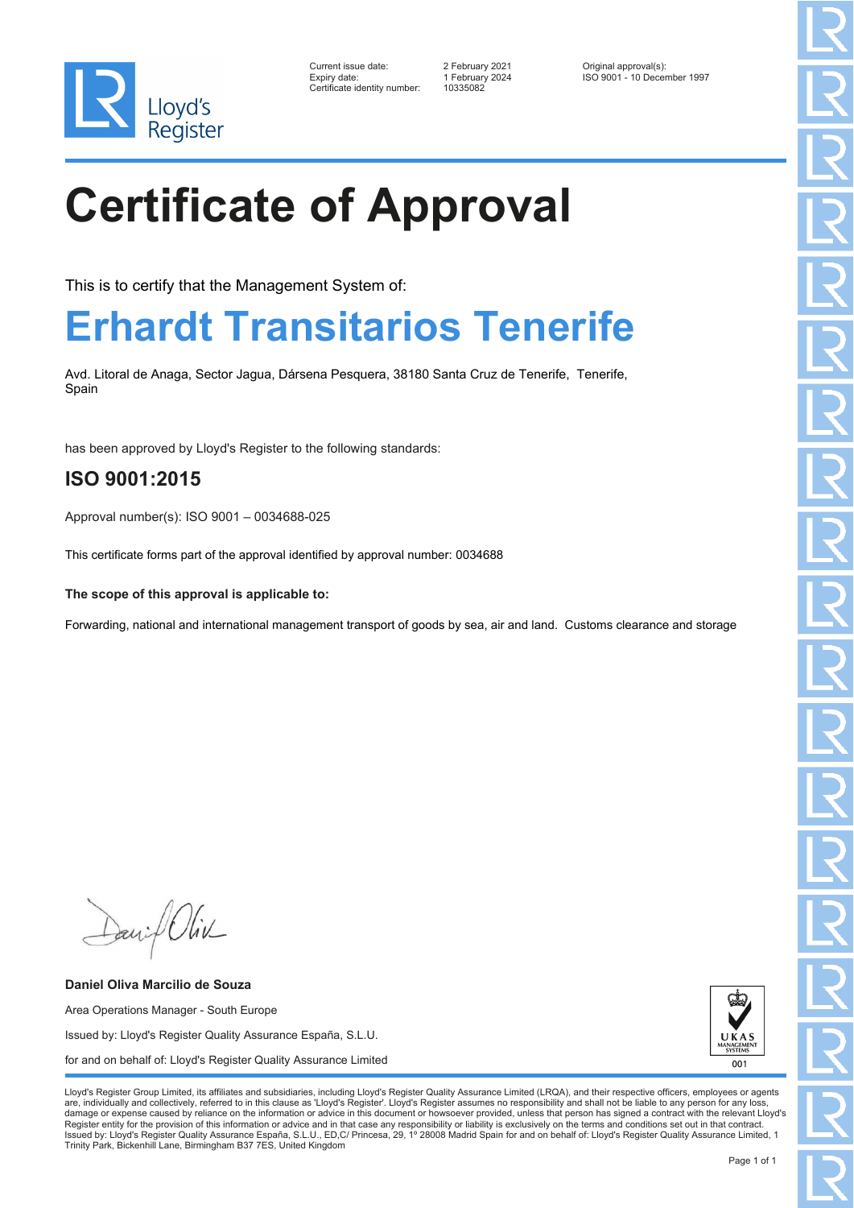Lloyd's Register

| | |
|---|---|
| Current issue date: | 2 February 2021 |
| Expiry date: | 1 February 2024 |
| Certificate identity number: | 10335082 |

Original approval(s):
ISO 9001 - 10 December 1997

# Certificate of Approval

This is to certify that the Management System of:

## Erhardt Transitarios Tenerife

Avd. Litoral de Anaga, Sector Jagua, Dársena Pesquera, 38180 Santa Cruz de Tenerife, Tenerife, Spain

has been approved by Lloyd's Register to the following standards:

### ISO 9001:2015

Approval number(s): ISO 9001 – 0034688-025

This certificate forms part of the approval identified by approval number: 0034688

**The scope of this approval is applicable to:**

Forwarding, national and international management transport of goods by sea, air and land. Customs clearance and storage

**Daniel Oliva Marcilio de Souza**

Area Operations Manager - South Europe

Issued by: Lloyd's Register Quality Assurance España, S.L.U.

for and on behalf of: Lloyd's Register Quality Assurance Limited

UKAS MANAGEMENT SYSTEMS
001

Lloyd's Register Group Limited, its affiliates and subsidiaries, including Lloyd's Register Quality Assurance Limited (LRQA), and their respective officers, employees or agents are, individually and collectively, referred to in this clause as 'Lloyd's Register'. Lloyd's Register assumes no responsibility and shall not be liable to any person for any loss, damage or expense caused by reliance on the information or advice in this document or howsoever provided, unless that person has signed a contract with the relevant Lloyd's Register entity for the provision of this information or advice and in that case any responsibility or liability is exclusively on the terms and conditions set out in that contract.
Issued by: Lloyd's Register Quality Assurance España, S.L.U., ED,C/ Princesa, 29, 1º 28008 Madrid Spain for and on behalf of: Lloyd's Register Quality Assurance Limited, 1 Trinity Park, Bickenhill Lane, Birmingham B37 7ES, United Kingdom